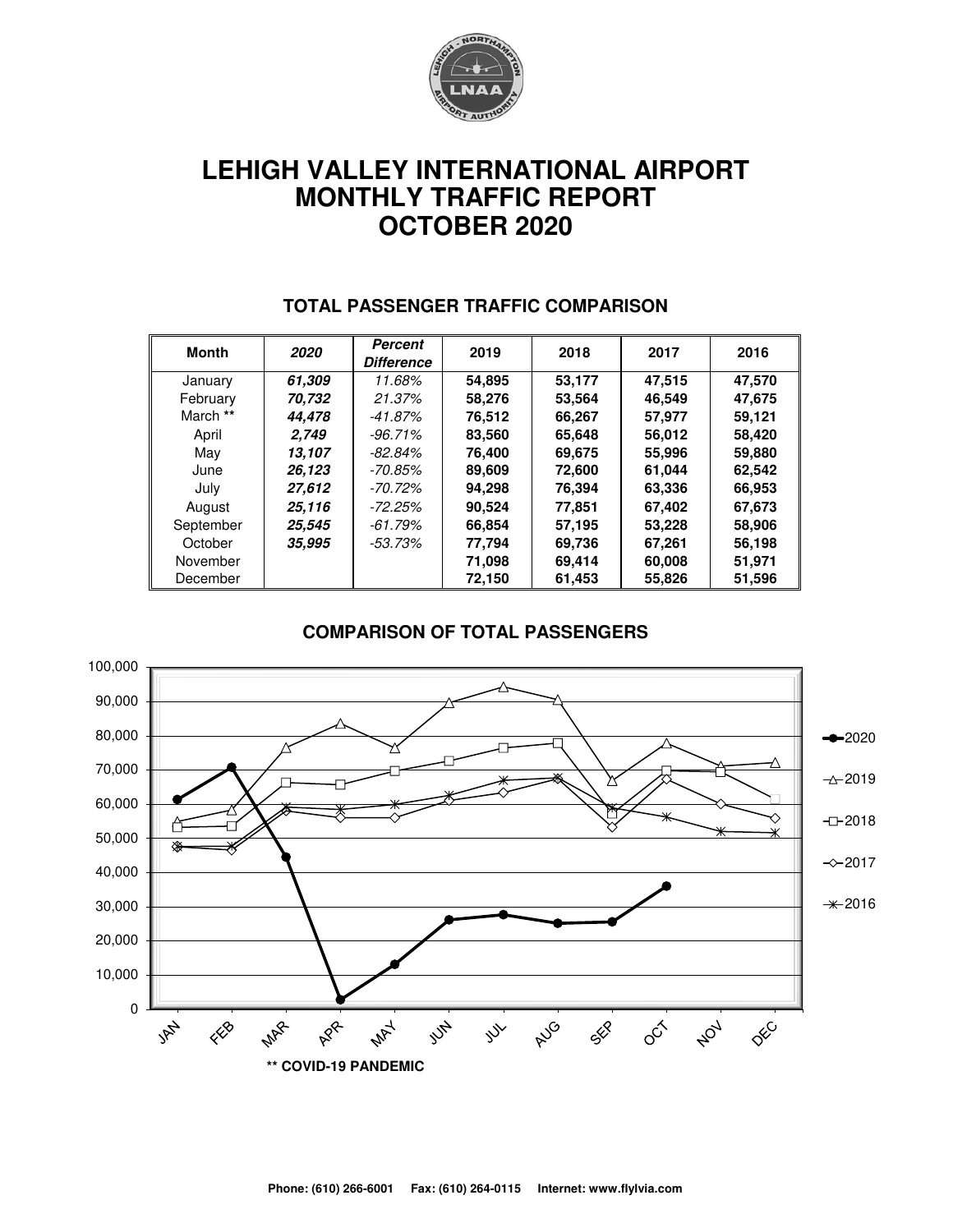# LEHIGH VALLEY INTERNATIONAL AIRPORT
# MONTHLY TRAFFIC REPORT
# OCTOBER 2020

## TOTAL PASSENGER TRAFFIC COMPARISON

| Month | *2020* | *Percent Difference* | 2019 | 2018 | 2017 | 2016 |
|---|---|---|---|---|---|---|
| January | ***61,309*** | *11.68%* | **54,895** | **53,177** | **47,515** | **47,570** |
| February | ***70,732*** | *21.37%* | **58,276** | **53,564** | **46,549** | **47,675** |
| March ** | ***44,478*** | *-41.87%* | **76,512** | **66,267** | **57,977** | **59,121** |
| April | ***2,749*** | *-96.71%* | **83,560** | **65,648** | **56,012** | **58,420** |
| May | ***13,107*** | *-82.84%* | **76,400** | **69,675** | **55,996** | **59,880** |
| June | ***26,123*** | *-70.85%* | **89,609** | **72,600** | **61,044** | **62,542** |
| July | ***27,612*** | *-70.72%* | **94,298** | **76,394** | **63,336** | **66,953** |
| August | ***25,116*** | *-72.25%* | **90,524** | **77,851** | **67,402** | **67,673** |
| September | ***25,545*** | *-61.79%* | **66,854** | **57,195** | **53,228** | **58,906** |
| October | ***35,995*** | *-53.73%* | **77,794** | **69,736** | **67,261** | **56,198** |
| November | | | **71,098** | **69,414** | **60,008** | **51,971** |
| December | | | **72,150** | **61,453** | **55,826** | **51,596** |

## COMPARISON OF TOTAL PASSENGERS

**  COVID-19 PANDEMIC

**Phone: (610) 266-6001   Fax: (610) 264-0115   Internet: www.flylvia.com**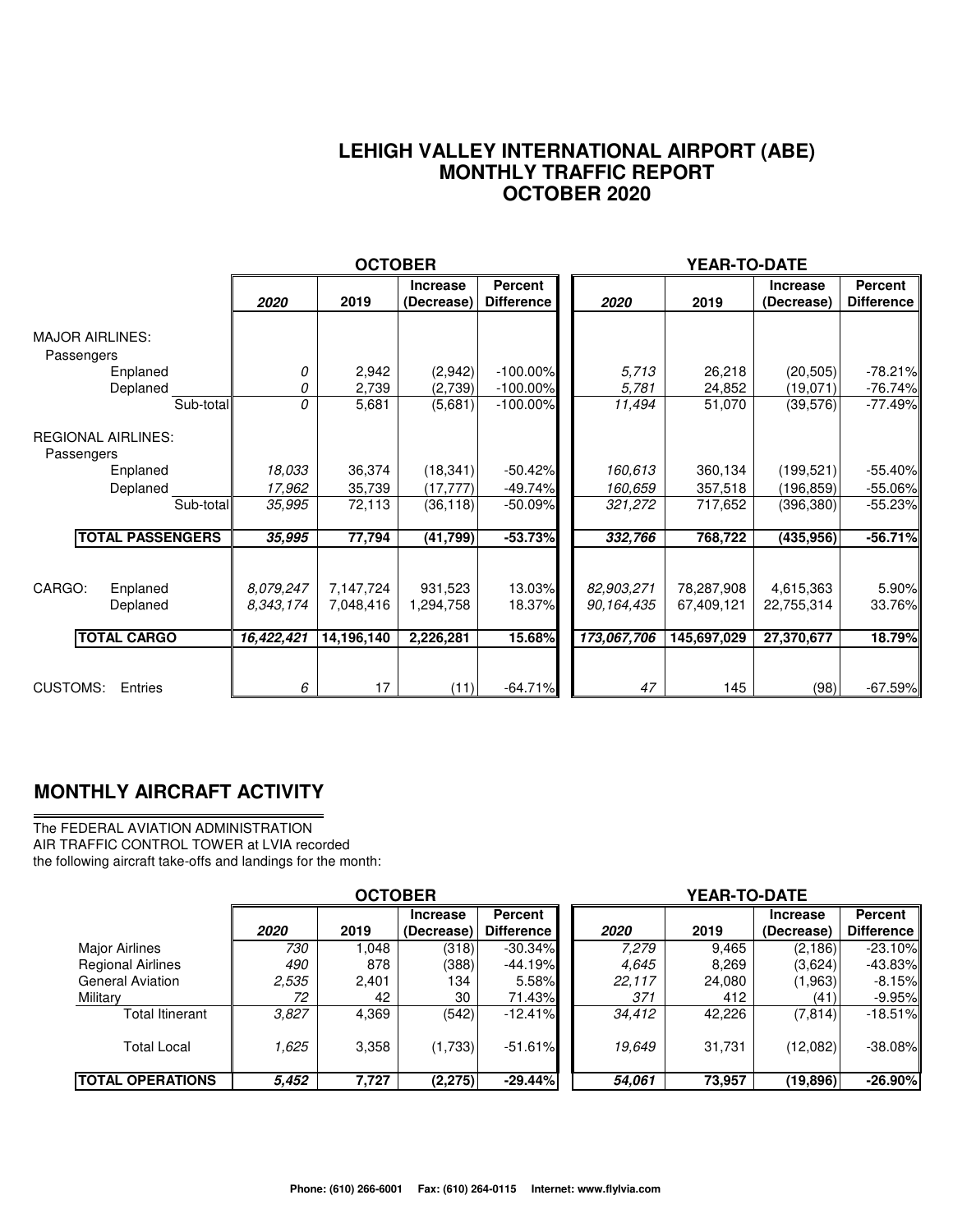# LEHIGH VALLEY INTERNATIONAL AIRPORT (ABE)
## MONTHLY TRAFFIC REPORT
## OCTOBER 2020

| | OCTOBER | | | | YEAR-TO-DATE | | | |
|---|---|---|---|---|---|---|---|---|
| | *2020* | 2019 | Increase (Decrease) | Percent Difference | *2020* | 2019 | Increase (Decrease) | Percent Difference |
| **MAJOR AIRLINES:** | | | | | | | | |
| Passengers | | | | | | | | |
| Enplaned | *0* | 2,942 | (2,942) | -100.00% | *5,713* | 26,218 | (20,505) | -78.21% |
| Deplaned | *0* | 2,739 | (2,739) | -100.00% | *5,781* | 24,852 | (19,071) | -76.74% |
| Sub-total | *0* | 5,681 | (5,681) | -100.00% | *11,494* | 51,070 | (39,576) | -77.49% |
| **REGIONAL AIRLINES:** | | | | | | | | |
| Passengers | | | | | | | | |
| Enplaned | *18,033* | 36,374 | (18,341) | -50.42% | *160,613* | 360,134 | (199,521) | -55.40% |
| Deplaned | *17,962* | 35,739 | (17,777) | -49.74% | *160,659* | 357,518 | (196,859) | -55.06% |
| Sub-total | *35,995* | 72,113 | (36,118) | -50.09% | *321,272* | 717,652 | (396,380) | -55.23% |
| **TOTAL PASSENGERS** | ***35,995*** | **77,794** | **(41,799)** | **-53.73%** | ***332,766*** | **768,722** | **(435,956)** | **-56.71%** |
| CARGO: Enplaned | *8,079,247* | 7,147,724 | 931,523 | 13.03% | *82,903,271* | 78,287,908 | 4,615,363 | 5.90% |
| Deplaned | *8,343,174* | 7,048,416 | 1,294,758 | 18.37% | *90,164,435* | 67,409,121 | 22,755,314 | 33.76% |
| **TOTAL CARGO** | ***16,422,421*** | **14,196,140** | **2,226,281** | **15.68%** | ***173,067,706*** | **145,697,029** | **27,370,677** | **18.79%** |
| CUSTOMS: Entries | *6* | 17 | (11) | -64.71% | *47* | 145 | (98) | -67.59% |

## MONTHLY AIRCRAFT ACTIVITY

The FEDERAL AVIATION ADMINISTRATION
AIR TRAFFIC CONTROL TOWER at LVIA recorded
the following aircraft take-offs and landings for the month:

| | OCTOBER | | | | YEAR-TO-DATE | | | |
|---|---|---|---|---|---|---|---|---|
| | *2020* | 2019 | Increase (Decrease) | Percent Difference | *2020* | 2019 | Increase (Decrease) | Percent Difference |
| Major Airlines | *730* | 1,048 | (318) | -30.34% | *7,279* | 9,465 | (2,186) | -23.10% |
| Regional Airlines | *490* | 878 | (388) | -44.19% | *4,645* | 8,269 | (3,624) | -43.83% |
| General Aviation | *2,535* | 2,401 | 134 | 5.58% | *22,117* | 24,080 | (1,963) | -8.15% |
| Military | *72* | 42 | 30 | 71.43% | *371* | 412 | (41) | -9.95% |
| Total Itinerant | *3,827* | 4,369 | (542) | -12.41% | *34,412* | 42,226 | (7,814) | -18.51% |
| Total Local | *1,625* | 3,358 | (1,733) | -51.61% | *19,649* | 31,731 | (12,082) | -38.08% |
| **TOTAL OPERATIONS** | ***5,452*** | **7,727** | **(2,275)** | **-29.44%** | ***54,061*** | **73,957** | **(19,896)** | **-26.90%** |

**Phone: (610) 266-6001 Fax: (610) 264-0115 Internet: www.flylvia.com**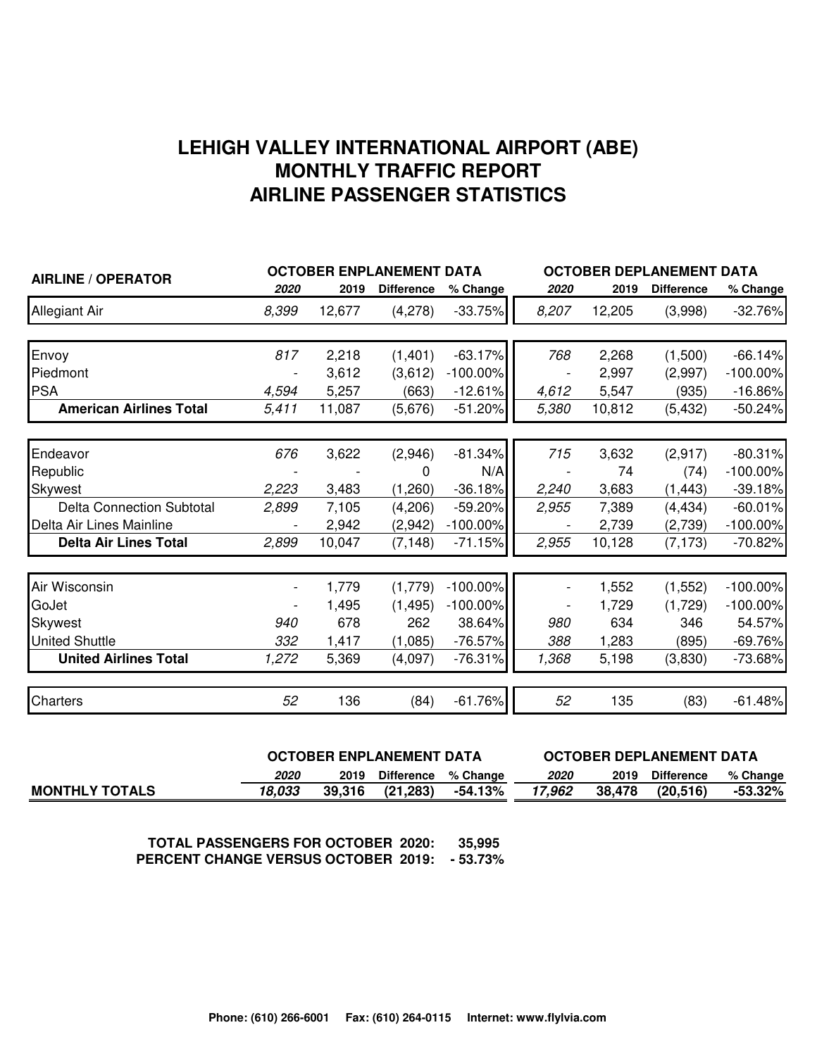# LEHIGH VALLEY INTERNATIONAL AIRPORT (ABE)
# MONTHLY TRAFFIC REPORT
# AIRLINE PASSENGER STATISTICS

| AIRLINE / OPERATOR | OCTOBER ENPLANEMENT DATA | | | | OCTOBER DEPLANEMENT DATA | | | |
|---|---|---|---|---|---|---|---|---|
| | 2020 | 2019 | Difference | % Change | 2020 | 2019 | Difference | % Change |
| Allegiant Air | 8,399 | 12,677 | (4,278) | -33.75% | 8,207 | 12,205 | (3,998) | -32.76% |
| Envoy | 817 | 2,218 | (1,401) | -63.17% | 768 | 2,268 | (1,500) | -66.14% |
| Piedmont | - | 3,612 | (3,612) | -100.00% | - | 2,997 | (2,997) | -100.00% |
| PSA | 4,594 | 5,257 | (663) | -12.61% | 4,612 | 5,547 | (935) | -16.86% |
| **American Airlines Total** | 5,411 | 11,087 | (5,676) | -51.20% | 5,380 | 10,812 | (5,432) | -50.24% |
| Endeavor | 676 | 3,622 | (2,946) | -81.34% | 715 | 3,632 | (2,917) | -80.31% |
| Republic | - | - | 0 | N/A | - | 74 | (74) | -100.00% |
| Skywest | 2,223 | 3,483 | (1,260) | -36.18% | 2,240 | 3,683 | (1,443) | -39.18% |
| Delta Connection Subtotal | 2,899 | 7,105 | (4,206) | -59.20% | 2,955 | 7,389 | (4,434) | -60.01% |
| Delta Air Lines Mainline | - | 2,942 | (2,942) | -100.00% | - | 2,739 | (2,739) | -100.00% |
| **Delta Air Lines Total** | 2,899 | 10,047 | (7,148) | -71.15% | 2,955 | 10,128 | (7,173) | -70.82% |
| Air Wisconsin | - | 1,779 | (1,779) | -100.00% | - | 1,552 | (1,552) | -100.00% |
| GoJet | - | 1,495 | (1,495) | -100.00% | - | 1,729 | (1,729) | -100.00% |
| Skywest | 940 | 678 | 262 | 38.64% | 980 | 634 | 346 | 54.57% |
| United Shuttle | 332 | 1,417 | (1,085) | -76.57% | 388 | 1,283 | (895) | -69.76% |
| **United Airlines Total** | 1,272 | 5,369 | (4,097) | -76.31% | 1,368 | 5,198 | (3,830) | -73.68% |
| Charters | 52 | 136 | (84) | -61.76% | 52 | 135 | (83) | -61.48% |

| | OCTOBER ENPLANEMENT DATA | | | | OCTOBER DEPLANEMENT DATA | | | |
|---|---|---|---|---|---|---|---|---|
| | 2020 | 2019 | Difference | % Change | 2020 | 2019 | Difference | % Change |
| **MONTHLY TOTALS** | **18,033** | **39,316** | **(21,283)** | **-54.13%** | **17,962** | **38,478** | **(20,516)** | **-53.32%** |

**TOTAL PASSENGERS FOR OCTOBER 2020: 35,995**

**PERCENT CHANGE VERSUS OCTOBER 2019: - 53.73%**

**Phone: (610) 266-6001 Fax: (610) 264-0115 Internet: www.flylvia.com**